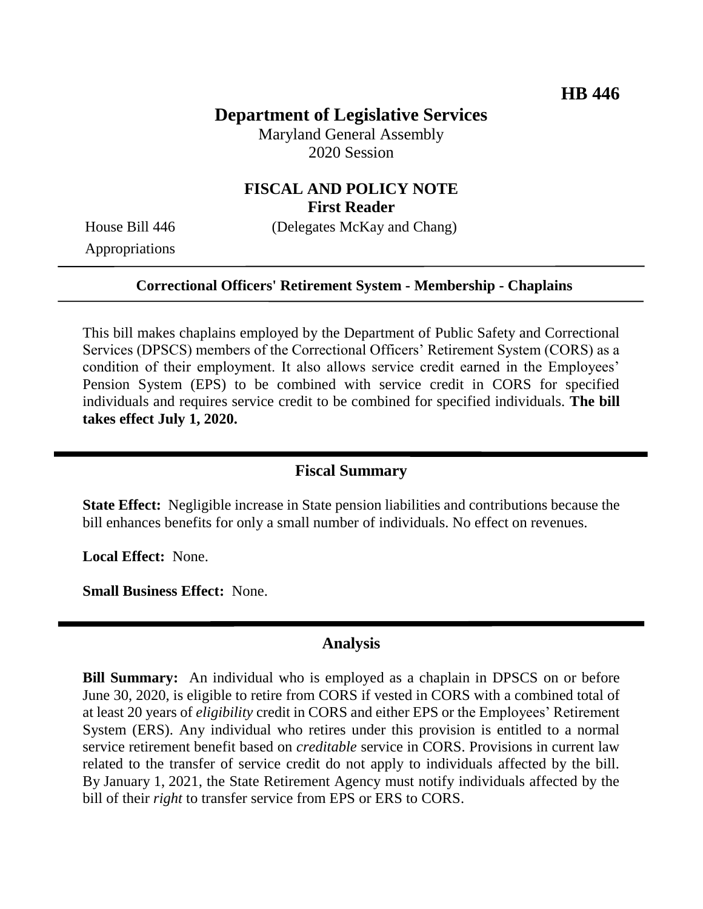HB 446

# Department of Legislative Services

Maryland General Assembly
2020 Session

## FISCAL AND POLICY NOTE
**First Reader**

House Bill 446 (Delegates McKay and Chang)
Appropriations

**Correctional Officers' Retirement System - Membership - Chaplains**

This bill makes chaplains employed by the Department of Public Safety and Correctional Services (DPSCS) members of the Correctional Officers' Retirement System (CORS) as a condition of their employment. It also allows service credit earned in the Employees' Pension System (EPS) to be combined with service credit in CORS for specified individuals and requires service credit to be combined for specified individuals. **The bill takes effect July 1, 2020.**

## Fiscal Summary

**State Effect:** Negligible increase in State pension liabilities and contributions because the bill enhances benefits for only a small number of individuals. No effect on revenues.

**Local Effect:** None.

**Small Business Effect:** None.

## Analysis

**Bill Summary:** An individual who is employed as a chaplain in DPSCS on or before June 30, 2020, is eligible to retire from CORS if vested in CORS with a combined total of at least 20 years of *eligibility* credit in CORS and either EPS or the Employees' Retirement System (ERS). Any individual who retires under this provision is entitled to a normal service retirement benefit based on *creditable* service in CORS. Provisions in current law related to the transfer of service credit do not apply to individuals affected by the bill. By January 1, 2021, the State Retirement Agency must notify individuals affected by the bill of their *right* to transfer service from EPS or ERS to CORS.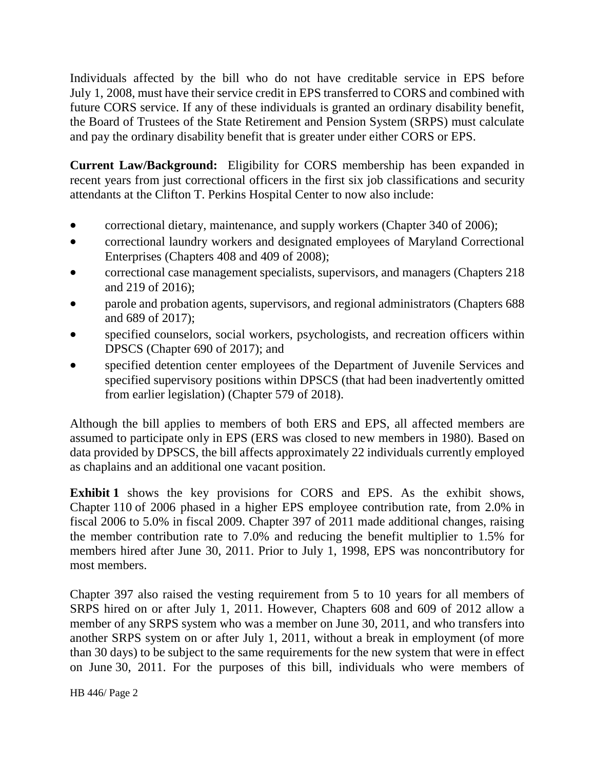Individuals affected by the bill who do not have creditable service in EPS before July 1, 2008, must have their service credit in EPS transferred to CORS and combined with future CORS service. If any of these individuals is granted an ordinary disability benefit, the Board of Trustees of the State Retirement and Pension System (SRPS) must calculate and pay the ordinary disability benefit that is greater under either CORS or EPS.

**Current Law/Background:** Eligibility for CORS membership has been expanded in recent years from just correctional officers in the first six job classifications and security attendants at the Clifton T. Perkins Hospital Center to now also include:

- correctional dietary, maintenance, and supply workers (Chapter 340 of 2006);
- correctional laundry workers and designated employees of Maryland Correctional Enterprises (Chapters 408 and 409 of 2008);
- correctional case management specialists, supervisors, and managers (Chapters 218 and 219 of 2016);
- parole and probation agents, supervisors, and regional administrators (Chapters 688 and 689 of 2017);
- specified counselors, social workers, psychologists, and recreation officers within DPSCS (Chapter 690 of 2017); and
- specified detention center employees of the Department of Juvenile Services and specified supervisory positions within DPSCS (that had been inadvertently omitted from earlier legislation) (Chapter 579 of 2018).

Although the bill applies to members of both ERS and EPS, all affected members are assumed to participate only in EPS (ERS was closed to new members in 1980). Based on data provided by DPSCS, the bill affects approximately 22 individuals currently employed as chaplains and an additional one vacant position.

**Exhibit 1** shows the key provisions for CORS and EPS. As the exhibit shows, Chapter 110 of 2006 phased in a higher EPS employee contribution rate, from 2.0% in fiscal 2006 to 5.0% in fiscal 2009. Chapter 397 of 2011 made additional changes, raising the member contribution rate to 7.0% and reducing the benefit multiplier to 1.5% for members hired after June 30, 2011. Prior to July 1, 1998, EPS was noncontributory for most members.

Chapter 397 also raised the vesting requirement from 5 to 10 years for all members of SRPS hired on or after July 1, 2011. However, Chapters 608 and 609 of 2012 allow a member of any SRPS system who was a member on June 30, 2011, and who transfers into another SRPS system on or after July 1, 2011, without a break in employment (of more than 30 days) to be subject to the same requirements for the new system that were in effect on June 30, 2011. For the purposes of this bill, individuals who were members of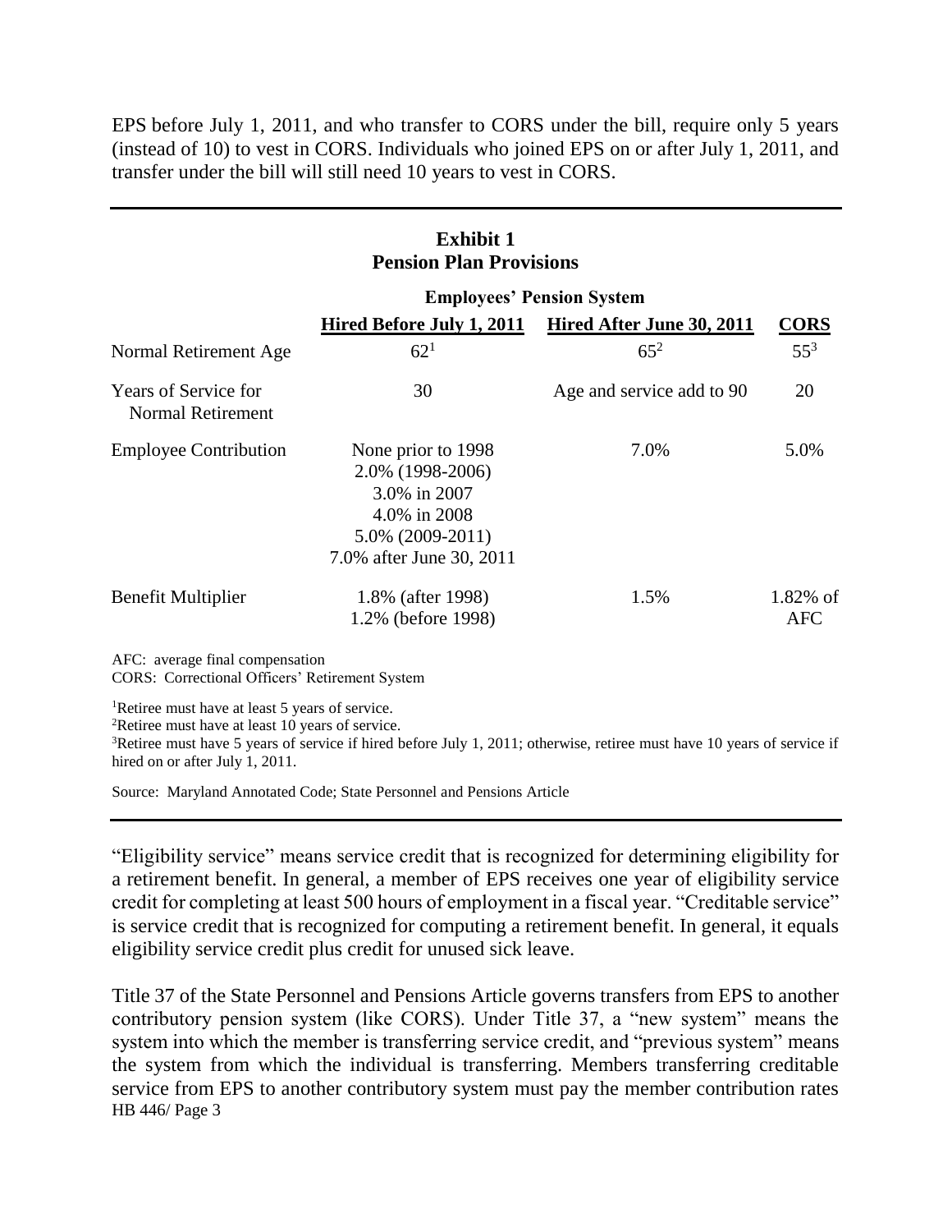EPS before July 1, 2011, and who transfer to CORS under the bill, require only 5 years (instead of 10) to vest in CORS. Individuals who joined EPS on or after July 1, 2011, and transfer under the bill will still need 10 years to vest in CORS.

**Exhibit 1**
**Pension Plan Provisions**

| | Employees' Pension System | | |
|---|---|---|---|
| | **Hired Before July 1, 2011** | **Hired After June 30, 2011** | **CORS** |
| Normal Retirement Age | 62[1] | 65[2] | 55[3] |
| Years of Service for Normal Retirement | 30 | Age and service add to 90 | 20 |
| Employee Contribution | None prior to 1998<br>2.0% (1998-2006)<br>3.0% in 2007<br>4.0% in 2008<br>5.0% (2009-2011)<br>7.0% after June 30, 2011 | 7.0% | 5.0% |
| Benefit Multiplier | 1.8% (after 1998)<br>1.2% (before 1998) | 1.5% | 1.82% of AFC |

AFC: average final compensation
CORS: Correctional Officers' Retirement System

[1]Retiree must have at least 5 years of service.
[2]Retiree must have at least 10 years of service.
[3]Retiree must have 5 years of service if hired before July 1, 2011; otherwise, retiree must have 10 years of service if hired on or after July 1, 2011.

Source: Maryland Annotated Code; State Personnel and Pensions Article

"Eligibility service" means service credit that is recognized for determining eligibility for a retirement benefit. In general, a member of EPS receives one year of eligibility service credit for completing at least 500 hours of employment in a fiscal year. "Creditable service" is service credit that is recognized for computing a retirement benefit. In general, it equals eligibility service credit plus credit for unused sick leave.

Title 37 of the State Personnel and Pensions Article governs transfers from EPS to another contributory pension system (like CORS). Under Title 37, a "new system" means the system into which the member is transferring service credit, and "previous system" means the system from which the individual is transferring. Members transferring creditable service from EPS to another contributory system must pay the member contribution rates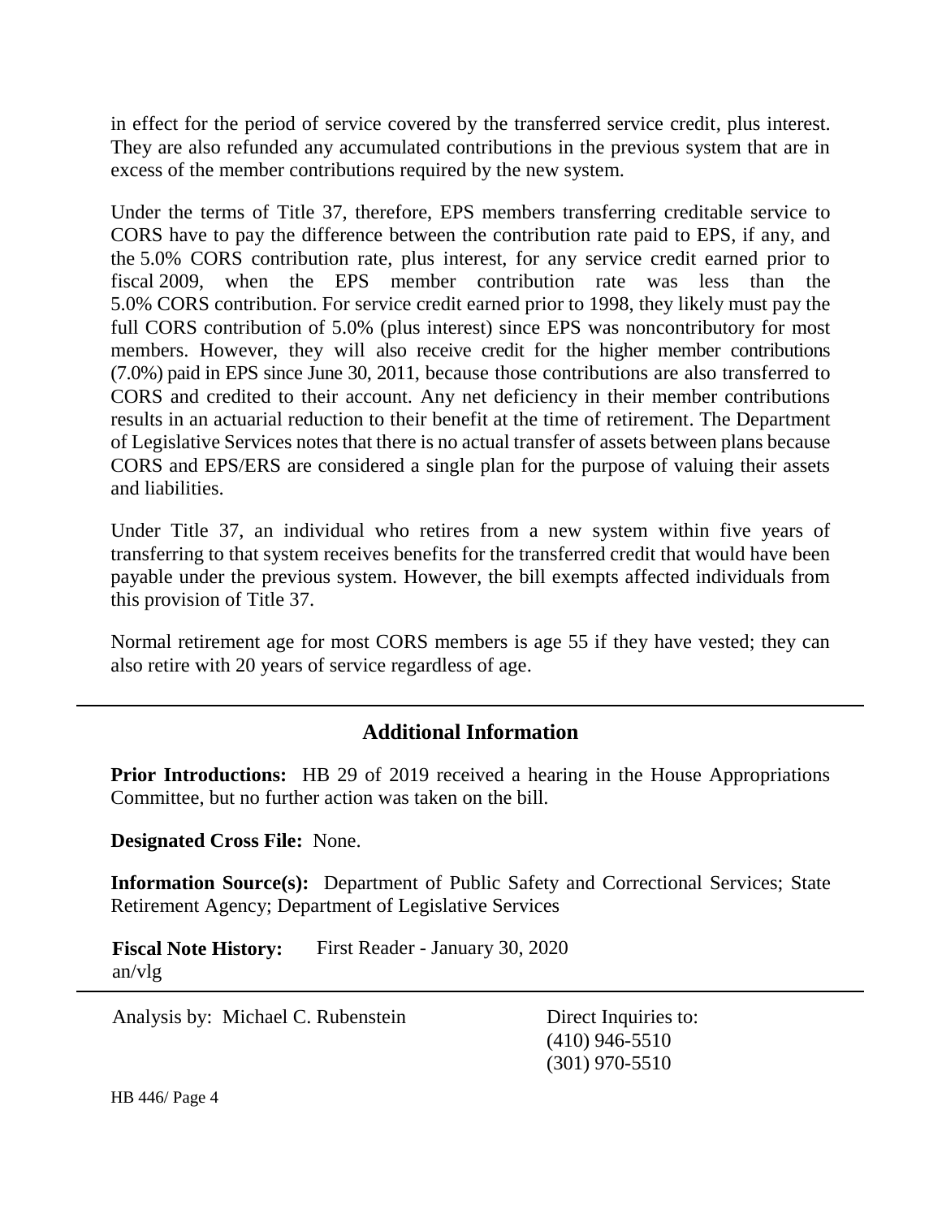in effect for the period of service covered by the transferred service credit, plus interest. They are also refunded any accumulated contributions in the previous system that are in excess of the member contributions required by the new system.

Under the terms of Title 37, therefore, EPS members transferring creditable service to CORS have to pay the difference between the contribution rate paid to EPS, if any, and the 5.0% CORS contribution rate, plus interest, for any service credit earned prior to fiscal 2009, when the EPS member contribution rate was less than the 5.0% CORS contribution. For service credit earned prior to 1998, they likely must pay the full CORS contribution of 5.0% (plus interest) since EPS was noncontributory for most members. However, they will also receive credit for the higher member contributions (7.0%) paid in EPS since June 30, 2011, because those contributions are also transferred to CORS and credited to their account. Any net deficiency in their member contributions results in an actuarial reduction to their benefit at the time of retirement. The Department of Legislative Services notes that there is no actual transfer of assets between plans because CORS and EPS/ERS are considered a single plan for the purpose of valuing their assets and liabilities.

Under Title 37, an individual who retires from a new system within five years of transferring to that system receives benefits for the transferred credit that would have been payable under the previous system. However, the bill exempts affected individuals from this provision of Title 37.

Normal retirement age for most CORS members is age 55 if they have vested; they can also retire with 20 years of service regardless of age.

## Additional Information

**Prior Introductions:** HB 29 of 2019 received a hearing in the House Appropriations Committee, but no further action was taken on the bill.

**Designated Cross File:** None.

**Information Source(s):** Department of Public Safety and Correctional Services; State Retirement Agency; Department of Legislative Services

**Fiscal Note History:** First Reader - January 30, 2020
an/vlg

Analysis by: Michael C. Rubenstein

Direct Inquiries to:
(410) 946-5510
(301) 970-5510